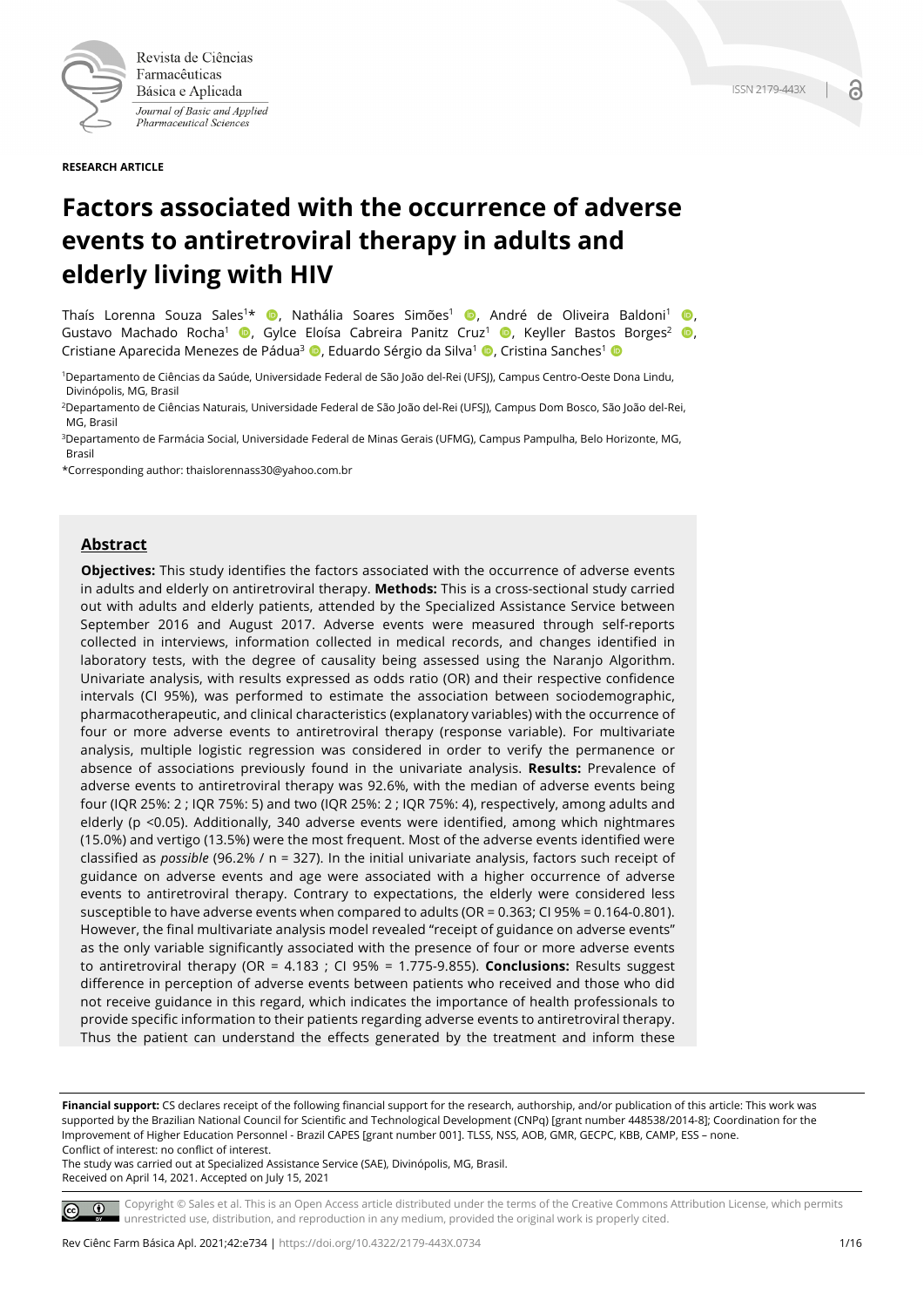RESEARCH ARTICLE

# Factors associated with the occurrence of adverse events to antiretroviral therapy in adults and elderly living with HIV

Thaís Lorenna Souza Sales[1]*, Nathália Soares Simões[1], André de Oliveira Baldoni[1], Gustavo Machado Rocha[1], Gylce Eloísa Cabreira Panitz Cruz[1], Keyller Bastos Borges[2], Cristiane Aparecida Menezes de Pádua[3], Eduardo Sérgio da Silva[1], Cristina Sanches[1]

[1]Departamento de Ciências da Saúde, Universidade Federal de São João del-Rei (UFSJ), Campus Centro-Oeste Dona Lindu, Divinópolis, MG, Brasil

[2]Departamento de Ciências Naturais, Universidade Federal de São João del-Rei (UFSJ), Campus Dom Bosco, São João del-Rei, MG, Brasil

[3]Departamento de Farmácia Social, Universidade Federal de Minas Gerais (UFMG), Campus Pampulha, Belo Horizonte, MG, Brasil

*Corresponding author: thaislorennass30@yahoo.com.br

## Abstract

**Objectives:** This study identifies the factors associated with the occurrence of adverse events in adults and elderly on antiretroviral therapy. **Methods:** This is a cross-sectional study carried out with adults and elderly patients, attended by the Specialized Assistance Service between September 2016 and August 2017. Adverse events were measured through self-reports collected in interviews, information collected in medical records, and changes identified in laboratory tests, with the degree of causality being assessed using the Naranjo Algorithm. Univariate analysis, with results expressed as odds ratio (OR) and their respective confidence intervals (CI 95%), was performed to estimate the association between sociodemographic, pharmacotherapeutic, and clinical characteristics (explanatory variables) with the occurrence of four or more adverse events to antiretroviral therapy (response variable). For multivariate analysis, multiple logistic regression was considered in order to verify the permanence or absence of associations previously found in the univariate analysis. **Results:** Prevalence of adverse events to antiretroviral therapy was 92.6%, with the median of adverse events being four (IQR 25%: 2 ; IQR 75%: 5) and two (IQR 25%: 2 ; IQR 75%: 4), respectively, among adults and elderly ($p < 0.05$). Additionally, 340 adverse events were identified, among which nightmares (15.0%) and vertigo (13.5%) were the most frequent. Most of the adverse events identified were classified as *possible* (96.2% / n = 327). In the initial univariate analysis, factors such receipt of guidance on adverse events and age were associated with a higher occurrence of adverse events to antiretroviral therapy. Contrary to expectations, the elderly were considered less susceptible to have adverse events when compared to adults (OR = 0.363; CI 95% = 0.164-0.801). However, the final multivariate analysis model revealed "receipt of guidance on adverse events" as the only variable significantly associated with the presence of four or more adverse events to antiretroviral therapy (OR = 4.183 ; CI 95% = 1.775-9.855). **Conclusions:** Results suggest difference in perception of adverse events between patients who received and those who did not receive guidance in this regard, which indicates the importance of health professionals to provide specific information to their patients regarding adverse events to antiretroviral therapy. Thus the patient can understand the effects generated by the treatment and inform these

**Financial support:** CS declares receipt of the following financial support for the research, authorship, and/or publication of this article: This work was supported by the Brazilian National Council for Scientific and Technological Development (CNPq) [grant number 448538/2014-8]; Coordination for the Improvement of Higher Education Personnel - Brazil CAPES [grant number 001]. TLSS, NSS, AOB, GMR, GECPC, KBB, CAMP, ESS – none.
Conflict of interest: no conflict of interest.
The study was carried out at Specialized Assistance Service (SAE), Divinópolis, MG, Brasil.
Received on April 14, 2021. Accepted on July 15, 2021

Copyright © Sales et al. This is an Open Access article distributed under the terms of the Creative Commons Attribution License, which permits unrestricted use, distribution, and reproduction in any medium, provided the original work is properly cited.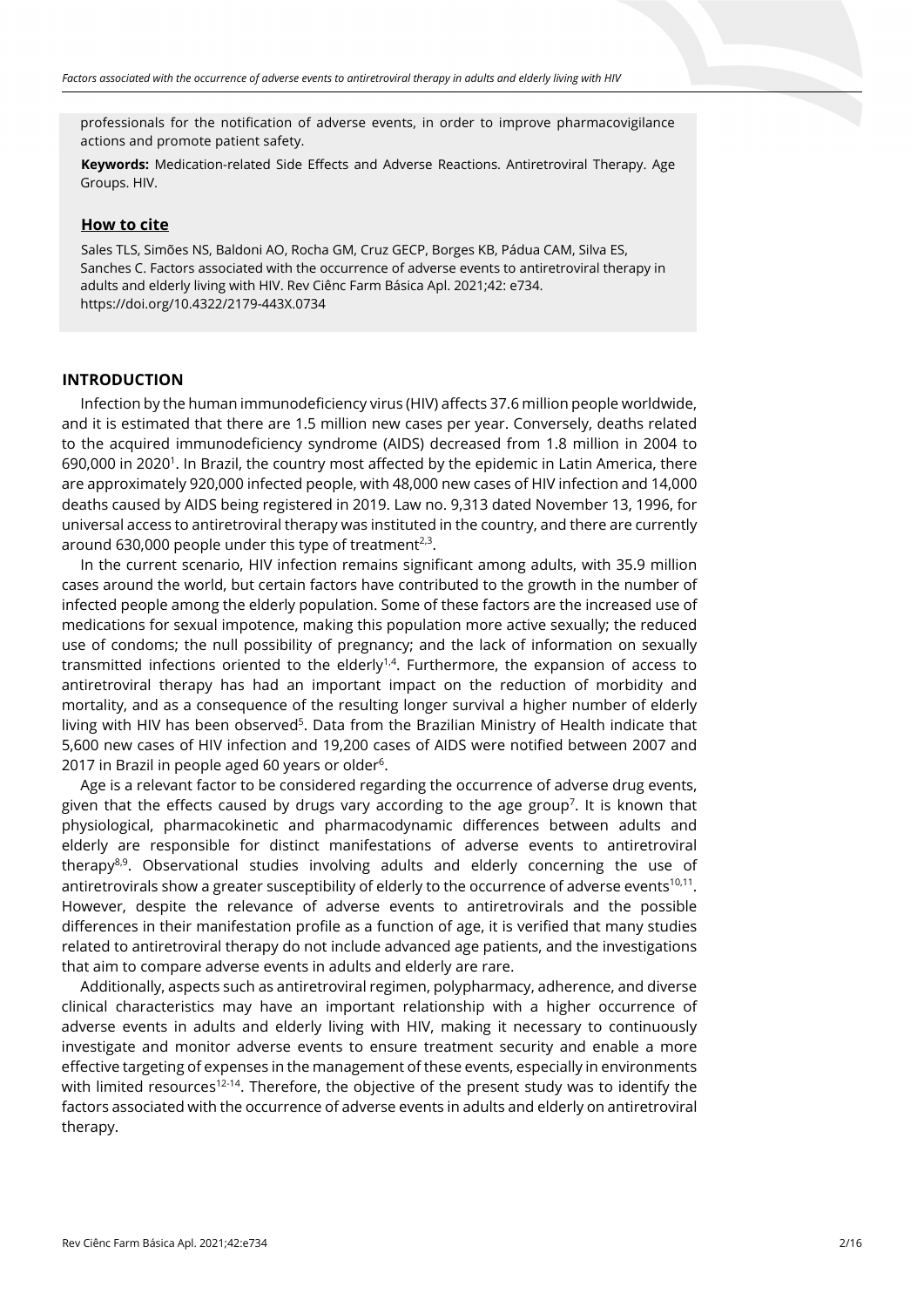professionals for the notification of adverse events, in order to improve pharmacovigilance actions and promote patient safety.

**Keywords:** Medication-related Side Effects and Adverse Reactions. Antiretroviral Therapy. Age Groups. HIV.

**How to cite**

Sales TLS, Simões NS, Baldoni AO, Rocha GM, Cruz GECP, Borges KB, Pádua CAM, Silva ES, Sanches C. Factors associated with the occurrence of adverse events to antiretroviral therapy in adults and elderly living with HIV. Rev Ciênc Farm Básica Apl. 2021;42: e734. https://doi.org/10.4322/2179-443X.0734

## INTRODUCTION

Infection by the human immunodeficiency virus (HIV) affects 37.6 million people worldwide, and it is estimated that there are 1.5 million new cases per year. Conversely, deaths related to the acquired immunodeficiency syndrome (AIDS) decreased from 1.8 million in 2004 to 690,000 in 2020[1]. In Brazil, the country most affected by the epidemic in Latin America, there are approximately 920,000 infected people, with 48,000 new cases of HIV infection and 14,000 deaths caused by AIDS being registered in 2019. Law no. 9,313 dated November 13, 1996, for universal access to antiretroviral therapy was instituted in the country, and there are currently around 630,000 people under this type of treatment[2,3].

In the current scenario, HIV infection remains significant among adults, with 35.9 million cases around the world, but certain factors have contributed to the growth in the number of infected people among the elderly population. Some of these factors are the increased use of medications for sexual impotence, making this population more active sexually; the reduced use of condoms; the null possibility of pregnancy; and the lack of information on sexually transmitted infections oriented to the elderly[1,4]. Furthermore, the expansion of access to antiretroviral therapy has had an important impact on the reduction of morbidity and mortality, and as a consequence of the resulting longer survival a higher number of elderly living with HIV has been observed[5]. Data from the Brazilian Ministry of Health indicate that 5,600 new cases of HIV infection and 19,200 cases of AIDS were notified between 2007 and 2017 in Brazil in people aged 60 years or older[6].

Age is a relevant factor to be considered regarding the occurrence of adverse drug events, given that the effects caused by drugs vary according to the age group[7]. It is known that physiological, pharmacokinetic and pharmacodynamic differences between adults and elderly are responsible for distinct manifestations of adverse events to antiretroviral therapy[8,9]. Observational studies involving adults and elderly concerning the use of antiretrovirals show a greater susceptibility of elderly to the occurrence of adverse events[10,11]. However, despite the relevance of adverse events to antiretrovirals and the possible differences in their manifestation profile as a function of age, it is verified that many studies related to antiretroviral therapy do not include advanced age patients, and the investigations that aim to compare adverse events in adults and elderly are rare.

Additionally, aspects such as antiretroviral regimen, polypharmacy, adherence, and diverse clinical characteristics may have an important relationship with a higher occurrence of adverse events in adults and elderly living with HIV, making it necessary to continuously investigate and monitor adverse events to ensure treatment security and enable a more effective targeting of expenses in the management of these events, especially in environments with limited resources[12-14]. Therefore, the objective of the present study was to identify the factors associated with the occurrence of adverse events in adults and elderly on antiretroviral therapy.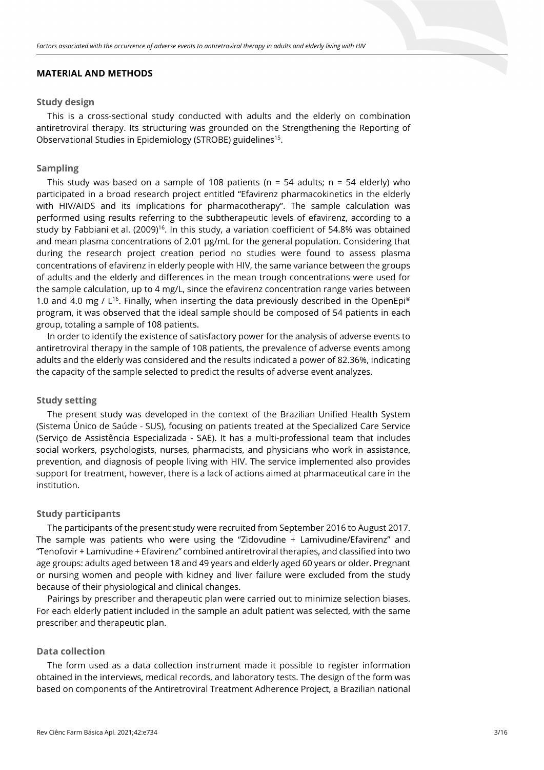## MATERIAL AND METHODS

### Study design

This is a cross-sectional study conducted with adults and the elderly on combination antiretroviral therapy. Its structuring was grounded on the Strengthening the Reporting of Observational Studies in Epidemiology (STROBE) guidelines[15].

### Sampling

This study was based on a sample of 108 patients (n = 54 adults; n = 54 elderly) who participated in a broad research project entitled "Efavirenz pharmacokinetics in the elderly with HIV/AIDS and its implications for pharmacotherapy". The sample calculation was performed using results referring to the subtherapeutic levels of efavirenz, according to a study by Fabbiani et al. (2009)[16]. In this study, a variation coefficient of 54.8% was obtained and mean plasma concentrations of 2.01 µg/mL for the general population. Considering that during the research project creation period no studies were found to assess plasma concentrations of efavirenz in elderly people with HIV, the same variance between the groups of adults and the elderly and differences in the mean trough concentrations were used for the sample calculation, up to 4 mg/L, since the efavirenz concentration range varies between 1.0 and 4.0 mg / L[16]. Finally, when inserting the data previously described in the OpenEpi® program, it was observed that the ideal sample should be composed of 54 patients in each group, totaling a sample of 108 patients.

In order to identify the existence of satisfactory power for the analysis of adverse events to antiretroviral therapy in the sample of 108 patients, the prevalence of adverse events among adults and the elderly was considered and the results indicated a power of 82.36%, indicating the capacity of the sample selected to predict the results of adverse event analyzes.

### Study setting

The present study was developed in the context of the Brazilian Unified Health System (Sistema Único de Saúde - SUS), focusing on patients treated at the Specialized Care Service (Serviço de Assistência Especializada - SAE). It has a multi-professional team that includes social workers, psychologists, nurses, pharmacists, and physicians who work in assistance, prevention, and diagnosis of people living with HIV. The service implemented also provides support for treatment, however, there is a lack of actions aimed at pharmaceutical care in the institution.

### Study participants

The participants of the present study were recruited from September 2016 to August 2017. The sample was patients who were using the "Zidovudine + Lamivudine/Efavirenz" and "Tenofovir + Lamivudine + Efavirenz" combined antiretroviral therapies, and classified into two age groups: adults aged between 18 and 49 years and elderly aged 60 years or older. Pregnant or nursing women and people with kidney and liver failure were excluded from the study because of their physiological and clinical changes.

Pairings by prescriber and therapeutic plan were carried out to minimize selection biases. For each elderly patient included in the sample an adult patient was selected, with the same prescriber and therapeutic plan.

### Data collection

The form used as a data collection instrument made it possible to register information obtained in the interviews, medical records, and laboratory tests. The design of the form was based on components of the Antiretroviral Treatment Adherence Project, a Brazilian national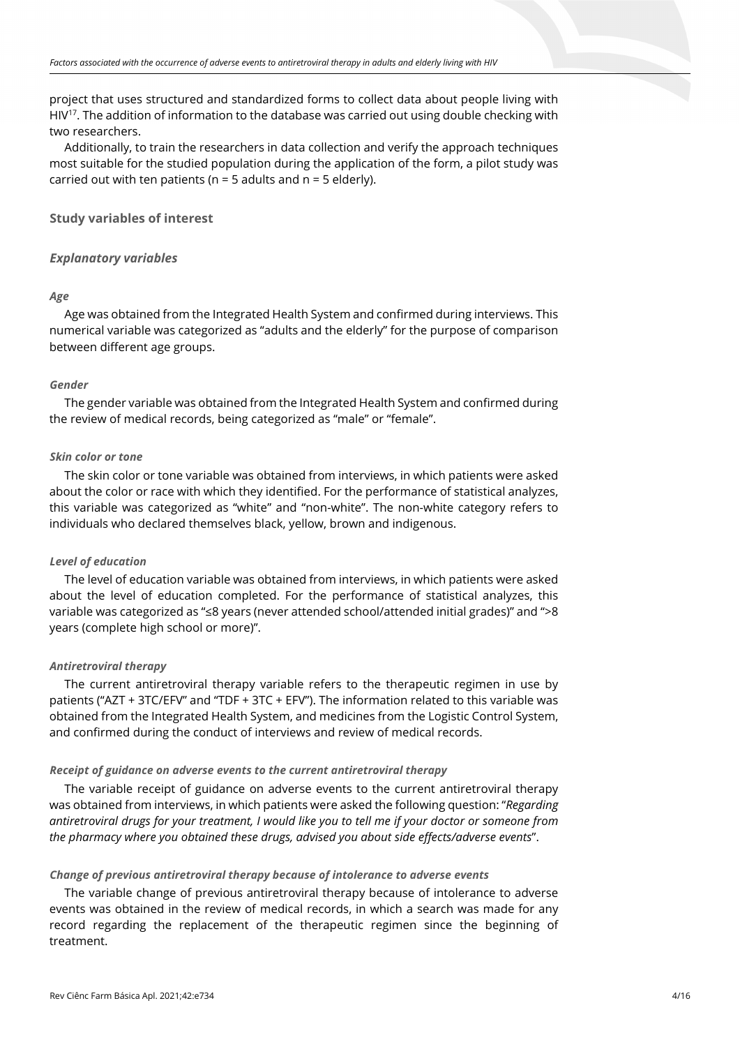project that uses structured and standardized forms to collect data about people living with HIV[17]. The addition of information to the database was carried out using double checking with two researchers.

Additionally, to train the researchers in data collection and verify the approach techniques most suitable for the studied population during the application of the form, a pilot study was carried out with ten patients (n = 5 adults and n = 5 elderly).

## Study variables of interest

### *Explanatory variables*

#### *Age*

Age was obtained from the Integrated Health System and confirmed during interviews. This numerical variable was categorized as "adults and the elderly" for the purpose of comparison between different age groups.

#### *Gender*

The gender variable was obtained from the Integrated Health System and confirmed during the review of medical records, being categorized as "male" or "female".

#### *Skin color or tone*

The skin color or tone variable was obtained from interviews, in which patients were asked about the color or race with which they identified. For the performance of statistical analyzes, this variable was categorized as "white" and "non-white". The non-white category refers to individuals who declared themselves black, yellow, brown and indigenous.

#### *Level of education*

The level of education variable was obtained from interviews, in which patients were asked about the level of education completed. For the performance of statistical analyzes, this variable was categorized as "≤8 years (never attended school/attended initial grades)" and ">8 years (complete high school or more)".

#### *Antiretroviral therapy*

The current antiretroviral therapy variable refers to the therapeutic regimen in use by patients ("AZT + 3TC/EFV" and "TDF + 3TC + EFV"). The information related to this variable was obtained from the Integrated Health System, and medicines from the Logistic Control System, and confirmed during the conduct of interviews and review of medical records.

#### *Receipt of guidance on adverse events to the current antiretroviral therapy*

The variable receipt of guidance on adverse events to the current antiretroviral therapy was obtained from interviews, in which patients were asked the following question: "*Regarding antiretroviral drugs for your treatment, I would like you to tell me if your doctor or someone from the pharmacy where you obtained these drugs, advised you about side effects/adverse events*".

#### *Change of previous antiretroviral therapy because of intolerance to adverse events*

The variable change of previous antiretroviral therapy because of intolerance to adverse events was obtained in the review of medical records, in which a search was made for any record regarding the replacement of the therapeutic regimen since the beginning of treatment.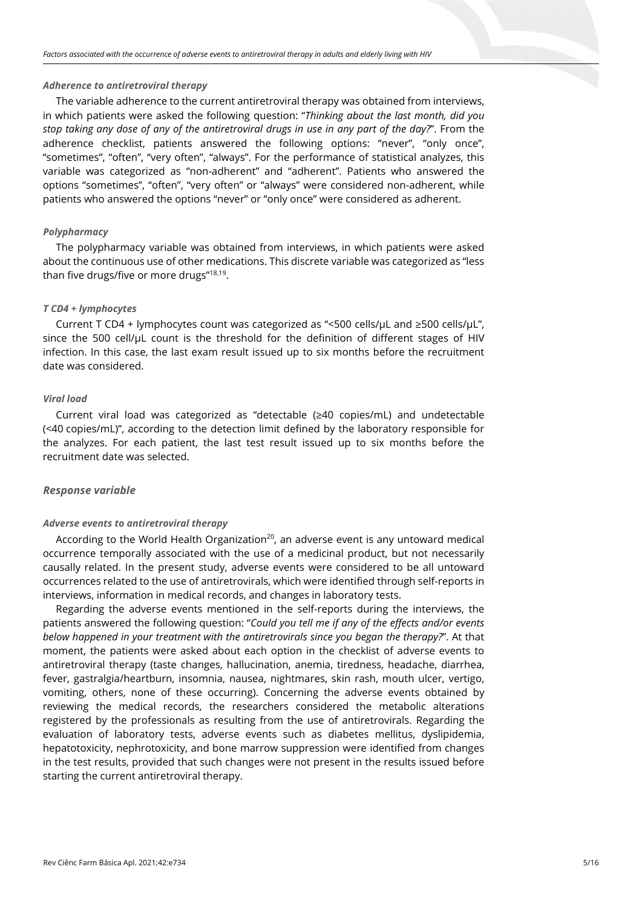#### *Adherence to antiretroviral therapy*

The variable adherence to the current antiretroviral therapy was obtained from interviews, in which patients were asked the following question: "*Thinking about the last month, did you stop taking any dose of any of the antiretroviral drugs in use in any part of the day?*". From the adherence checklist, patients answered the following options: "never", "only once", "sometimes", "often", "very often", "always". For the performance of statistical analyzes, this variable was categorized as "non-adherent" and "adherent". Patients who answered the options "sometimes", "often", "very often" or "always" were considered non-adherent, while patients who answered the options "never" or "only once" were considered as adherent.

#### *Polypharmacy*

The polypharmacy variable was obtained from interviews, in which patients were asked about the continuous use of other medications. This discrete variable was categorized as "less than five drugs/five or more drugs"[18,19].

#### *T CD4 + lymphocytes*

Current T CD4 + lymphocytes count was categorized as "<500 cells/μL and ≥500 cells/μL", since the 500 cell/μL count is the threshold for the definition of different stages of HIV infection. In this case, the last exam result issued up to six months before the recruitment date was considered.

#### *Viral load*

Current viral load was categorized as "detectable (≥40 copies/mL) and undetectable (<40 copies/mL)", according to the detection limit defined by the laboratory responsible for the analyzes. For each patient, the last test result issued up to six months before the recruitment date was selected.

### *Response variable*

#### *Adverse events to antiretroviral therapy*

According to the World Health Organization[20], an adverse event is any untoward medical occurrence temporally associated with the use of a medicinal product, but not necessarily causally related. In the present study, adverse events were considered to be all untoward occurrences related to the use of antiretrovirals, which were identified through self-reports in interviews, information in medical records, and changes in laboratory tests.

Regarding the adverse events mentioned in the self-reports during the interviews, the patients answered the following question: "*Could you tell me if any of the effects and/or events below happened in your treatment with the antiretrovirals since you began the therapy?*". At that moment, the patients were asked about each option in the checklist of adverse events to antiretroviral therapy (taste changes, hallucination, anemia, tiredness, headache, diarrhea, fever, gastralgia/heartburn, insomnia, nausea, nightmares, skin rash, mouth ulcer, vertigo, vomiting, others, none of these occurring). Concerning the adverse events obtained by reviewing the medical records, the researchers considered the metabolic alterations registered by the professionals as resulting from the use of antiretrovirals. Regarding the evaluation of laboratory tests, adverse events such as diabetes mellitus, dyslipidemia, hepatotoxicity, nephrotoxicity, and bone marrow suppression were identified from changes in the test results, provided that such changes were not present in the results issued before starting the current antiretroviral therapy.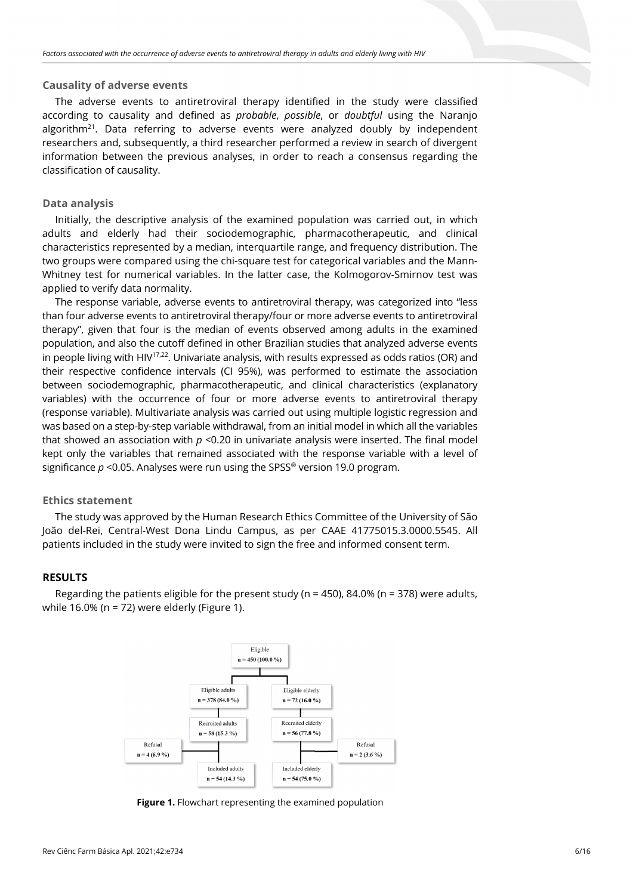### Causality of adverse events

The adverse events to antiretroviral therapy identified in the study were classified according to causality and defined as *probable*, *possible*, or *doubtful* using the Naranjo algorithm[21]. Data referring to adverse events were analyzed doubly by independent researchers and, subsequently, a third researcher performed a review in search of divergent information between the previous analyses, in order to reach a consensus regarding the classification of causality.

### Data analysis

Initially, the descriptive analysis of the examined population was carried out, in which adults and elderly had their sociodemographic, pharmacotherapeutic, and clinical characteristics represented by a median, interquartile range, and frequency distribution. The two groups were compared using the chi-square test for categorical variables and the Mann-Whitney test for numerical variables. In the latter case, the Kolmogorov-Smirnov test was applied to verify data normality.

The response variable, adverse events to antiretroviral therapy, was categorized into "less than four adverse events to antiretroviral therapy/four or more adverse events to antiretroviral therapy", given that four is the median of events observed among adults in the examined population, and also the cutoff defined in other Brazilian studies that analyzed adverse events in people living with HIV[17,22]. Univariate analysis, with results expressed as odds ratios (OR) and their respective confidence intervals (CI 95%), was performed to estimate the association between sociodemographic, pharmacotherapeutic, and clinical characteristics (explanatory variables) with the occurrence of four or more adverse events to antiretroviral therapy (response variable). Multivariate analysis was carried out using multiple logistic regression and was based on a step-by-step variable withdrawal, from an initial model in which all the variables that showed an association with $p < 0.20$ in univariate analysis were inserted. The final model kept only the variables that remained associated with the response variable with a level of significance $p < 0.05$. Analyses were run using the SPSS® version 19.0 program.

### Ethics statement

The study was approved by the Human Research Ethics Committee of the University of São João del-Rei, Central-West Dona Lindu Campus, as per CAAE 41775015.3.0000.5545. All patients included in the study were invited to sign the free and informed consent term.

## RESULTS

Regarding the patients eligible for the present study (n = 450), 84.0% (n = 378) were adults, while 16.0% (n = 72) were elderly (Figure 1).

Eligible n = 450 (100.0 %)

Eligible adults n = 378 (84.0 %) | Eligible elderly n = 72 (16.0 %)

Recruited adults n = 58 (15.3 %) | Recruited elderly n = 56 (77.8 %)

Refusal n = 4 (6.9 %) | Refusal n = 2 (3.6 %)

Included adults n = 54 (14.3 %) | Included elderly n = 54 (75.0 %)

**Figure 1.** Flowchart representing the examined population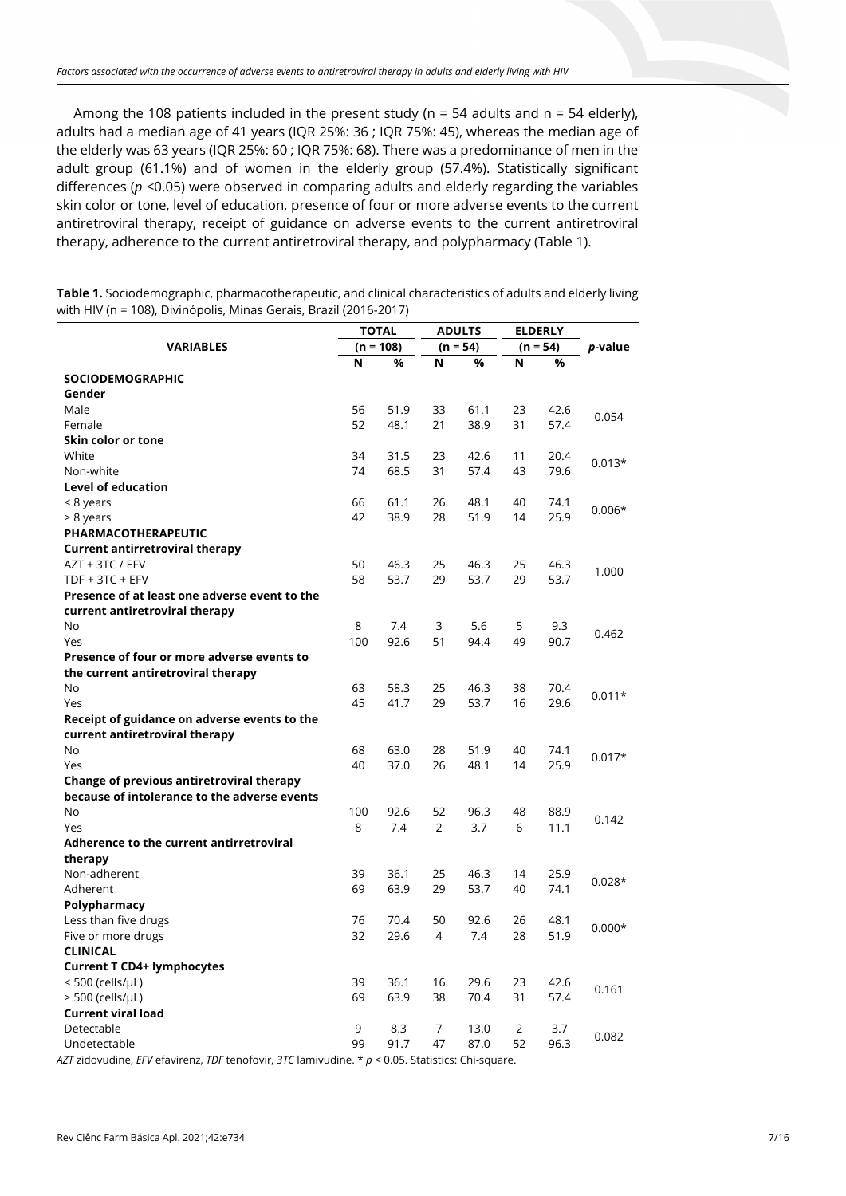Among the 108 patients included in the present study (n = 54 adults and n = 54 elderly), adults had a median age of 41 years (IQR 25%: 36 ; IQR 75%: 45), whereas the median age of the elderly was 63 years (IQR 25%: 60 ; IQR 75%: 68). There was a predominance of men in the adult group (61.1%) and of women in the elderly group (57.4%). Statistically significant differences ($p$ <0.05) were observed in comparing adults and elderly regarding the variables skin color or tone, level of education, presence of four or more adverse events to the current antiretroviral therapy, receipt of guidance on adverse events to the current antiretroviral therapy, adherence to the current antiretroviral therapy, and polypharmacy (Table 1).

**Table 1.** Sociodemographic, pharmacotherapeutic, and clinical characteristics of adults and elderly living with HIV (n = 108), Divinópolis, Minas Gerais, Brazil (2016-2017)

| VARIABLES | TOTAL (n = 108) | | ADULTS (n = 54) | | ELDERLY (n = 54) | | *p*-value |
|---|---|---|---|---|---|---|---|
| | N | % | N | % | N | % | |
| **SOCIODEMOGRAPHIC** | | | | | | | |
| **Gender** | | | | | | | |
| Male | 56 | 51.9 | 33 | 61.1 | 23 | 42.6 | 0.054 |
| Female | 52 | 48.1 | 21 | 38.9 | 31 | 57.4 | |
| **Skin color or tone** | | | | | | | |
| White | 34 | 31.5 | 23 | 42.6 | 11 | 20.4 | 0.013* |
| Non-white | 74 | 68.5 | 31 | 57.4 | 43 | 79.6 | |
| **Level of education** | | | | | | | |
| < 8 years | 66 | 61.1 | 26 | 48.1 | 40 | 74.1 | 0.006* |
| ≥ 8 years | 42 | 38.9 | 28 | 51.9 | 14 | 25.9 | |
| **PHARMACOTHERAPEUTIC** | | | | | | | |
| **Current antirretroviral therapy** | | | | | | | |
| AZT + 3TC / EFV | 50 | 46.3 | 25 | 46.3 | 25 | 46.3 | 1.000 |
| TDF + 3TC + EFV | 58 | 53.7 | 29 | 53.7 | 29 | 53.7 | |
| **Presence of at least one adverse event to the current antiretroviral therapy** | | | | | | | |
| No | 8 | 7.4 | 3 | 5.6 | 5 | 9.3 | 0.462 |
| Yes | 100 | 92.6 | 51 | 94.4 | 49 | 90.7 | |
| **Presence of four or more adverse events to the current antiretroviral therapy** | | | | | | | |
| No | 63 | 58.3 | 25 | 46.3 | 38 | 70.4 | 0.011* |
| Yes | 45 | 41.7 | 29 | 53.7 | 16 | 29.6 | |
| **Receipt of guidance on adverse events to the current antiretroviral therapy** | | | | | | | |
| No | 68 | 63.0 | 28 | 51.9 | 40 | 74.1 | 0.017* |
| Yes | 40 | 37.0 | 26 | 48.1 | 14 | 25.9 | |
| **Change of previous antiretroviral therapy because of intolerance to the adverse events** | | | | | | | |
| No | 100 | 92.6 | 52 | 96.3 | 48 | 88.9 | 0.142 |
| Yes | 8 | 7.4 | 2 | 3.7 | 6 | 11.1 | |
| **Adherence to the current antirretroviral therapy** | | | | | | | |
| Non-adherent | 39 | 36.1 | 25 | 46.3 | 14 | 25.9 | 0.028* |
| Adherent | 69 | 63.9 | 29 | 53.7 | 40 | 74.1 | |
| **Polypharmacy** | | | | | | | |
| Less than five drugs | 76 | 70.4 | 50 | 92.6 | 26 | 48.1 | 0.000* |
| Five or more drugs | 32 | 29.6 | 4 | 7.4 | 28 | 51.9 | |
| **CLINICAL** | | | | | | | |
| **Current T CD4+ lymphocytes** | | | | | | | |
| < 500 (cells/μL) | 39 | 36.1 | 16 | 29.6 | 23 | 42.6 | 0.161 |
| ≥ 500 (cells/μL) | 69 | 63.9 | 38 | 70.4 | 31 | 57.4 | |
| **Current viral load** | | | | | | | |
| Detectable | 9 | 8.3 | 7 | 13.0 | 2 | 3.7 | 0.082 |
| Undetectable | 99 | 91.7 | 47 | 87.0 | 52 | 96.3 | |

*AZT* zidovudine, *EFV* efavirenz, *TDF* tenofovir, *3TC* lamivudine. * $p$ < 0.05. Statistics: Chi-square.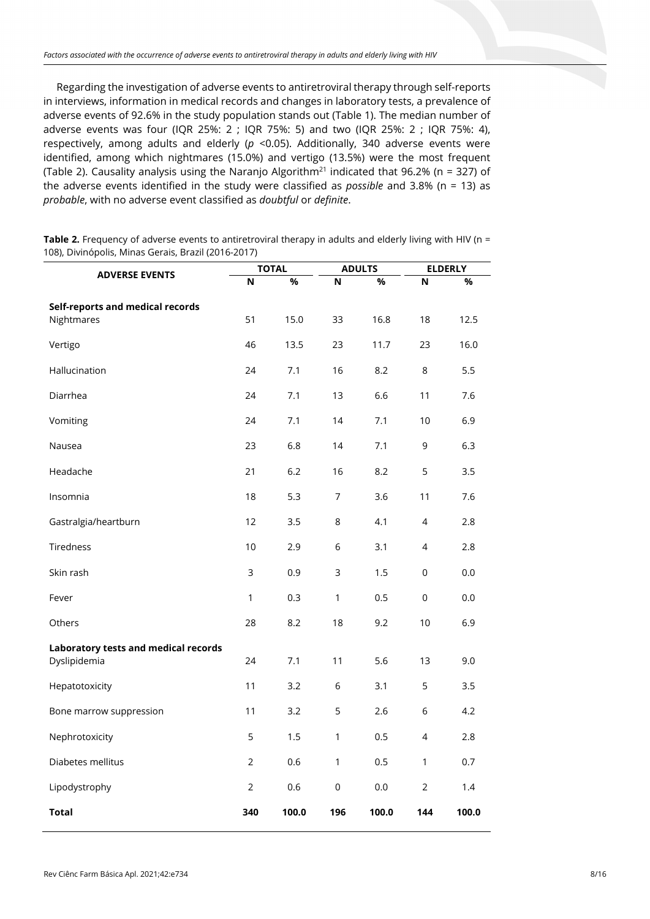Regarding the investigation of adverse events to antiretroviral therapy through self-reports in interviews, information in medical records and changes in laboratory tests, a prevalence of adverse events of 92.6% in the study population stands out (Table 1). The median number of adverse events was four (IQR 25%: 2 ; IQR 75%: 5) and two (IQR 25%: 2 ; IQR 75%: 4), respectively, among adults and elderly ($p$ <0.05). Additionally, 340 adverse events were identified, among which nightmares (15.0%) and vertigo (13.5%) were the most frequent (Table 2). Causality analysis using the Naranjo Algorithm[21] indicated that 96.2% (n = 327) of the adverse events identified in the study were classified as *possible* and 3.8% (n = 13) as *probable*, with no adverse event classified as *doubtful* or *definite*.

**Table 2.** Frequency of adverse events to antiretroviral therapy in adults and elderly living with HIV (n = 108), Divinópolis, Minas Gerais, Brazil (2016-2017)

| ADVERSE EVENTS | TOTAL | | ADULTS | | ELDERLY | |
|---|---|---|---|---|---|---|
| | N | % | N | % | N | % |
| **Self-reports and medical records** | | | | | | |
| Nightmares | 51 | 15.0 | 33 | 16.8 | 18 | 12.5 |
| Vertigo | 46 | 13.5 | 23 | 11.7 | 23 | 16.0 |
| Hallucination | 24 | 7.1 | 16 | 8.2 | 8 | 5.5 |
| Diarrhea | 24 | 7.1 | 13 | 6.6 | 11 | 7.6 |
| Vomiting | 24 | 7.1 | 14 | 7.1 | 10 | 6.9 |
| Nausea | 23 | 6.8 | 14 | 7.1 | 9 | 6.3 |
| Headache | 21 | 6.2 | 16 | 8.2 | 5 | 3.5 |
| Insomnia | 18 | 5.3 | 7 | 3.6 | 11 | 7.6 |
| Gastralgia/heartburn | 12 | 3.5 | 8 | 4.1 | 4 | 2.8 |
| Tiredness | 10 | 2.9 | 6 | 3.1 | 4 | 2.8 |
| Skin rash | 3 | 0.9 | 3 | 1.5 | 0 | 0.0 |
| Fever | 1 | 0.3 | 1 | 0.5 | 0 | 0.0 |
| Others | 28 | 8.2 | 18 | 9.2 | 10 | 6.9 |
| **Laboratory tests and medical records** | | | | | | |
| Dyslipidemia | 24 | 7.1 | 11 | 5.6 | 13 | 9.0 |
| Hepatotoxicity | 11 | 3.2 | 6 | 3.1 | 5 | 3.5 |
| Bone marrow suppression | 11 | 3.2 | 5 | 2.6 | 6 | 4.2 |
| Nephrotoxicity | 5 | 1.5 | 1 | 0.5 | 4 | 2.8 |
| Diabetes mellitus | 2 | 0.6 | 1 | 0.5 | 1 | 0.7 |
| Lipodystrophy | 2 | 0.6 | 0 | 0.0 | 2 | 1.4 |
| **Total** | **340** | **100.0** | **196** | **100.0** | **144** | **100.0** |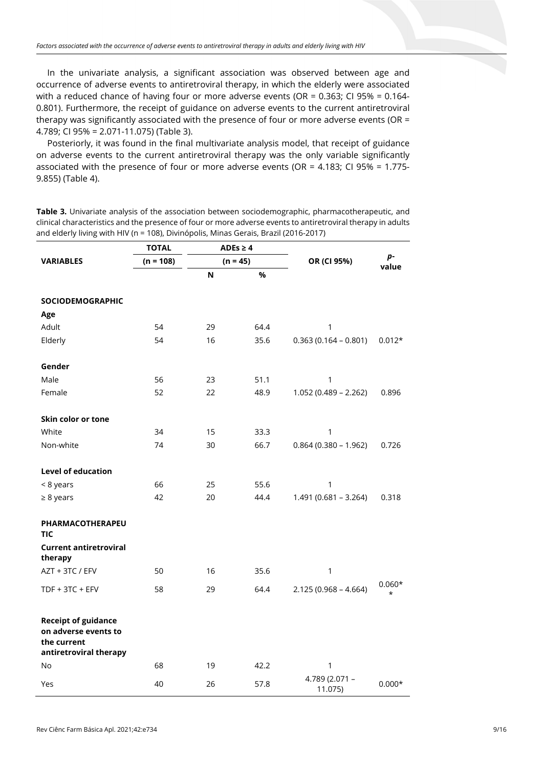In the univariate analysis, a significant association was observed between age and occurrence of adverse events to antiretroviral therapy, in which the elderly were associated with a reduced chance of having four or more adverse events (OR = 0.363; CI 95% = 0.164-0.801). Furthermore, the receipt of guidance on adverse events to the current antiretroviral therapy was significantly associated with the presence of four or more adverse events (OR = 4.789; CI 95% = 2.071-11.075) (Table 3).

Posteriorly, it was found in the final multivariate analysis model, that receipt of guidance on adverse events to the current antiretroviral therapy was the only variable significantly associated with the presence of four or more adverse events (OR = 4.183; CI 95% = 1.775-9.855) (Table 4).

**Table 3.** Univariate analysis of the association between sociodemographic, pharmacotherapeutic, and clinical characteristics and the presence of four or more adverse events to antiretroviral therapy in adults and elderly living with HIV (n = 108), Divinópolis, Minas Gerais, Brazil (2016-2017)

| VARIABLES | TOTAL (n = 108) | ADEs ≥ 4 (n = 45) | | OR (CI 95%) | p-value |
|---|---|---|---|---|---|
| | | N | % | | |
| **SOCIODEMOGRAPHIC** | | | | | |
| **Age** | | | | | |
| Adult | 54 | 29 | 64.4 | 1 | |
| Elderly | 54 | 16 | 35.6 | 0.363 (0.164 – 0.801) | 0.012* |
| **Gender** | | | | | |
| Male | 56 | 23 | 51.1 | 1 | |
| Female | 52 | 22 | 48.9 | 1.052 (0.489 – 2.262) | 0.896 |
| **Skin color or tone** | | | | | |
| White | 34 | 15 | 33.3 | 1 | |
| Non-white | 74 | 30 | 66.7 | 0.864 (0.380 – 1.962) | 0.726 |
| **Level of education** | | | | | |
| < 8 years | 66 | 25 | 55.6 | 1 | |
| ≥ 8 years | 42 | 20 | 44.4 | 1.491 (0.681 – 3.264) | 0.318 |
| **PHARMACOTHERAPEUTIC** | | | | | |
| **Current antiretroviral therapy** | | | | | |
| AZT + 3TC / EFV | 50 | 16 | 35.6 | 1 | |
| TDF + 3TC + EFV | 58 | 29 | 64.4 | 2.125 (0.968 – 4.664) | 0.060** |
| **Receipt of guidance on adverse events to the current antiretroviral therapy** | | | | | |
| No | 68 | 19 | 42.2 | 1 | |
| Yes | 40 | 26 | 57.8 | 4.789 (2.071 – 11.075) | 0.000* |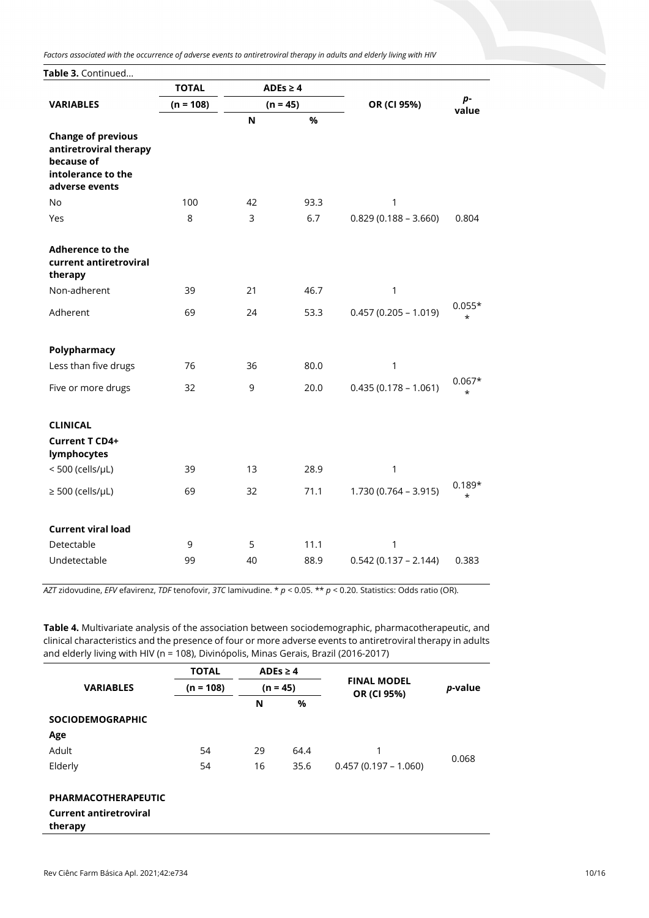**Table 3.** Continued...

| VARIABLES | TOTAL (n = 108) | ADEs ≥ 4 (n = 45) | | OR (CI 95%) | p-value |
|---|---|---|---|---|---|
| | | N | % | | |
| **Change of previous antiretroviral therapy because of intolerance to the adverse events** | | | | | |
| No | 100 | 42 | 93.3 | 1 | |
| Yes | 8 | 3 | 6.7 | 0.829 (0.188 – 3.660) | 0.804 |
| **Adherence to the current antiretroviral therapy** | | | | | |
| Non-adherent | 39 | 21 | 46.7 | 1 | |
| Adherent | 69 | 24 | 53.3 | 0.457 (0.205 – 1.019) | 0.055** |
| **Polypharmacy** | | | | | |
| Less than five drugs | 76 | 36 | 80.0 | 1 | |
| Five or more drugs | 32 | 9 | 20.0 | 0.435 (0.178 – 1.061) | 0.067** |
| **CLINICAL** | | | | | |
| **Current T CD4+ lymphocytes** | | | | | |
| < 500 (cells/μL) | 39 | 13 | 28.9 | 1 | |
| ≥ 500 (cells/μL) | 69 | 32 | 71.1 | 1.730 (0.764 – 3.915) | 0.189** |
| **Current viral load** | | | | | |
| Detectable | 9 | 5 | 11.1 | 1 | |
| Undetectable | 99 | 40 | 88.9 | 0.542 (0.137 – 2.144) | 0.383 |

*AZT* zidovudine, *EFV* efavirenz, *TDF* tenofovir, *3TC* lamivudine. * $p < 0.05$. ** $p < 0.20$. Statistics: Odds ratio (OR).

**Table 4.** Multivariate analysis of the association between sociodemographic, pharmacotherapeutic, and clinical characteristics and the presence of four or more adverse events to antiretroviral therapy in adults and elderly living with HIV (n = 108), Divinópolis, Minas Gerais, Brazil (2016-2017)

| VARIABLES | TOTAL (n = 108) | ADEs ≥ 4 (n = 45) | | FINAL MODEL OR (CI 95%) | *p*-value |
|---|---|---|---|---|---|
| | | N | % | | |
| **SOCIODEMOGRAPHIC** | | | | | |
| **Age** | | | | | |
| Adult | 54 | 29 | 64.4 | 1 | 0.068 |
| Elderly | 54 | 16 | 35.6 | 0.457 (0.197 – 1.060) | |
| **PHARMACOTHERAPEUTIC** | | | | | |
| **Current antiretroviral therapy** | | | | | |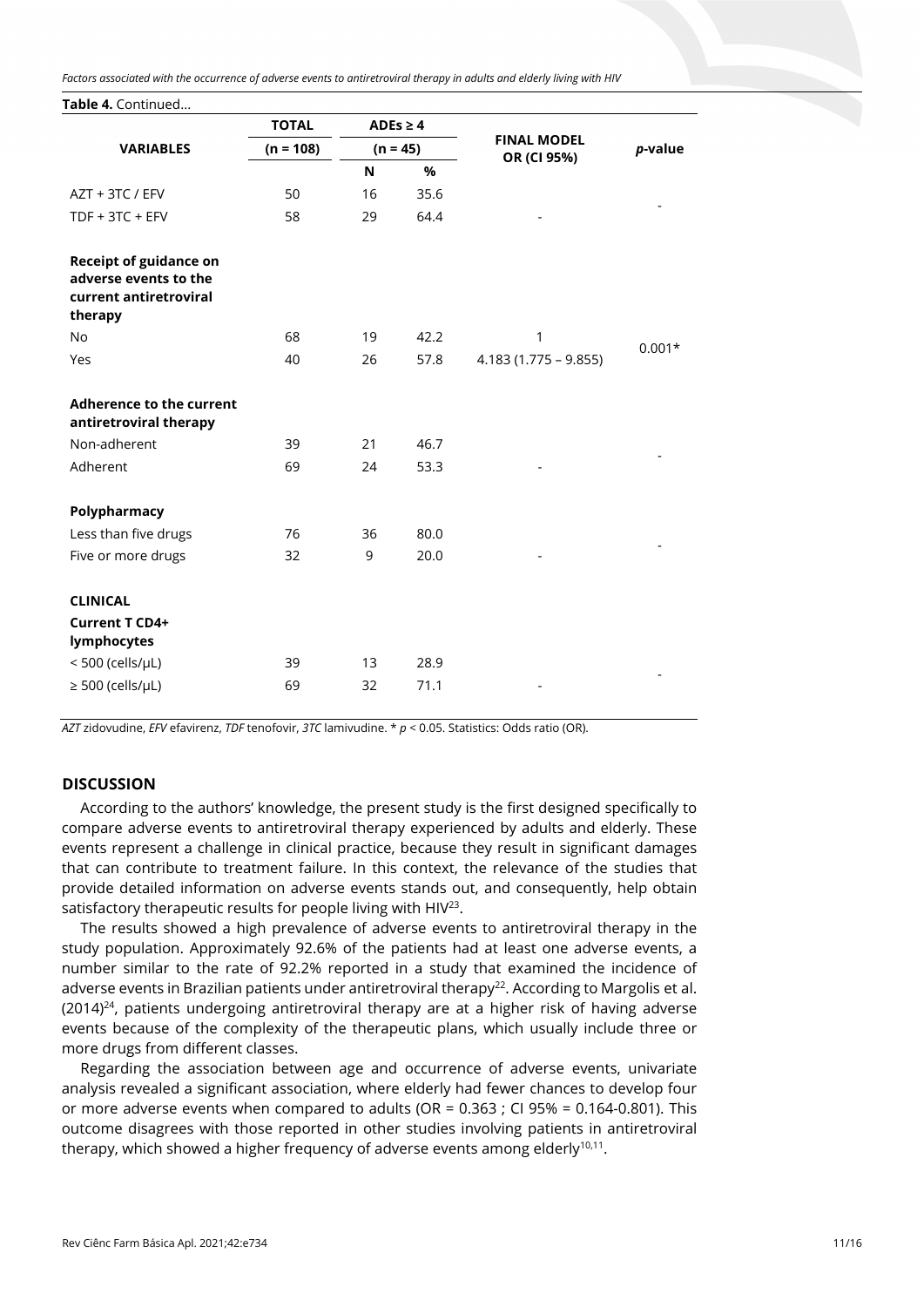**Table 4.** Continued...

| VARIABLES | TOTAL (n = 108) | ADEs ≥ 4 (n = 45) | | FINAL MODEL OR (CI 95%) | *p*-value |
|---|---|---|---|---|---|
| | | N | % | | |
| AZT + 3TC / EFV | 50 | 16 | 35.6 | | - |
| TDF + 3TC + EFV | 58 | 29 | 64.4 | - | |
| **Receipt of guidance on adverse events to the current antiretroviral therapy** | | | | | |
| No | 68 | 19 | 42.2 | 1 | 0.001* |
| Yes | 40 | 26 | 57.8 | 4.183 (1.775 – 9.855) | |
| **Adherence to the current antiretroviral therapy** | | | | | |
| Non-adherent | 39 | 21 | 46.7 | | - |
| Adherent | 69 | 24 | 53.3 | - | |
| **Polypharmacy** | | | | | |
| Less than five drugs | 76 | 36 | 80.0 | | - |
| Five or more drugs | 32 | 9 | 20.0 | - | |
| **CLINICAL** | | | | | |
| **Current T CD4+ lymphocytes** | | | | | |
| < 500 (cells/μL) | 39 | 13 | 28.9 | | - |
| ≥ 500 (cells/μL) | 69 | 32 | 71.1 | - | |

*AZT* zidovudine, *EFV* efavirenz, *TDF* tenofovir, *3TC* lamivudine. * $p < 0.05$. Statistics: Odds ratio (OR).

## DISCUSSION

According to the authors' knowledge, the present study is the first designed specifically to compare adverse events to antiretroviral therapy experienced by adults and elderly. These events represent a challenge in clinical practice, because they result in significant damages that can contribute to treatment failure. In this context, the relevance of the studies that provide detailed information on adverse events stands out, and consequently, help obtain satisfactory therapeutic results for people living with HIV[23].

The results showed a high prevalence of adverse events to antiretroviral therapy in the study population. Approximately 92.6% of the patients had at least one adverse events, a number similar to the rate of 92.2% reported in a study that examined the incidence of adverse events in Brazilian patients under antiretroviral therapy[22]. According to Margolis et al. (2014)[24], patients undergoing antiretroviral therapy are at a higher risk of having adverse events because of the complexity of the therapeutic plans, which usually include three or more drugs from different classes.

Regarding the association between age and occurrence of adverse events, univariate analysis revealed a significant association, where elderly had fewer chances to develop four or more adverse events when compared to adults (OR = 0.363 ; CI 95% = 0.164-0.801). This outcome disagrees with those reported in other studies involving patients in antiretroviral therapy, which showed a higher frequency of adverse events among elderly[10,11].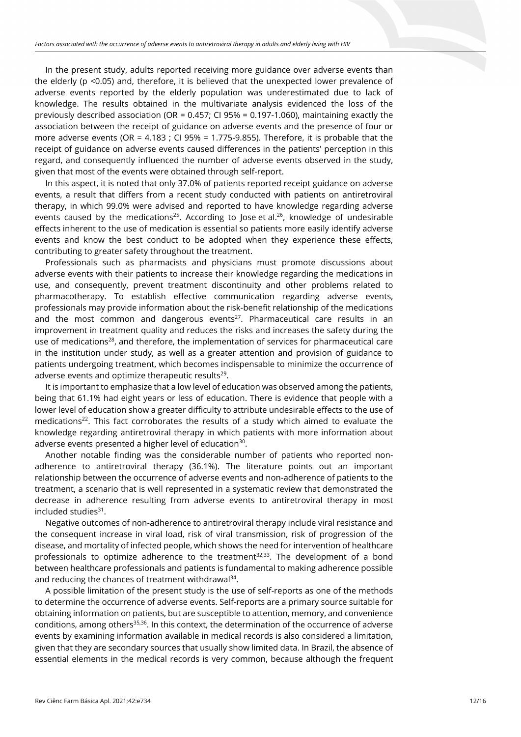In the present study, adults reported receiving more guidance over adverse events than the elderly ($p < 0.05$) and, therefore, it is believed that the unexpected lower prevalence of adverse events reported by the elderly population was underestimated due to lack of knowledge. The results obtained in the multivariate analysis evidenced the loss of the previously described association (OR = 0.457; CI 95% = 0.197-1.060), maintaining exactly the association between the receipt of guidance on adverse events and the presence of four or more adverse events (OR = 4.183 ; CI 95% = 1.775-9.855). Therefore, it is probable that the receipt of guidance on adverse events caused differences in the patients' perception in this regard, and consequently influenced the number of adverse events observed in the study, given that most of the events were obtained through self-report.

In this aspect, it is noted that only 37.0% of patients reported receipt guidance on adverse events, a result that differs from a recent study conducted with patients on antiretroviral therapy, in which 99.0% were advised and reported to have knowledge regarding adverse events caused by the medications[25]. According to Jose et al.[26], knowledge of undesirable effects inherent to the use of medication is essential so patients more easily identify adverse events and know the best conduct to be adopted when they experience these effects, contributing to greater safety throughout the treatment.

Professionals such as pharmacists and physicians must promote discussions about adverse events with their patients to increase their knowledge regarding the medications in use, and consequently, prevent treatment discontinuity and other problems related to pharmacotherapy. To establish effective communication regarding adverse events, professionals may provide information about the risk-benefit relationship of the medications and the most common and dangerous events[27]. Pharmaceutical care results in an improvement in treatment quality and reduces the risks and increases the safety during the use of medications[28], and therefore, the implementation of services for pharmaceutical care in the institution under study, as well as a greater attention and provision of guidance to patients undergoing treatment, which becomes indispensable to minimize the occurrence of adverse events and optimize therapeutic results[29].

It is important to emphasize that a low level of education was observed among the patients, being that 61.1% had eight years or less of education. There is evidence that people with a lower level of education show a greater difficulty to attribute undesirable effects to the use of medications[22]. This fact corroborates the results of a study which aimed to evaluate the knowledge regarding antiretroviral therapy in which patients with more information about adverse events presented a higher level of education[30].

Another notable finding was the considerable number of patients who reported non-adherence to antiretroviral therapy (36.1%). The literature points out an important relationship between the occurrence of adverse events and non-adherence of patients to the treatment, a scenario that is well represented in a systematic review that demonstrated the decrease in adherence resulting from adverse events to antiretroviral therapy in most included studies[31].

Negative outcomes of non-adherence to antiretroviral therapy include viral resistance and the consequent increase in viral load, risk of viral transmission, risk of progression of the disease, and mortality of infected people, which shows the need for intervention of healthcare professionals to optimize adherence to the treatment[32,33]. The development of a bond between healthcare professionals and patients is fundamental to making adherence possible and reducing the chances of treatment withdrawal[34].

A possible limitation of the present study is the use of self-reports as one of the methods to determine the occurrence of adverse events. Self-reports are a primary source suitable for obtaining information on patients, but are susceptible to attention, memory, and convenience conditions, among others[35,36]. In this context, the determination of the occurrence of adverse events by examining information available in medical records is also considered a limitation, given that they are secondary sources that usually show limited data. In Brazil, the absence of essential elements in the medical records is very common, because although the frequent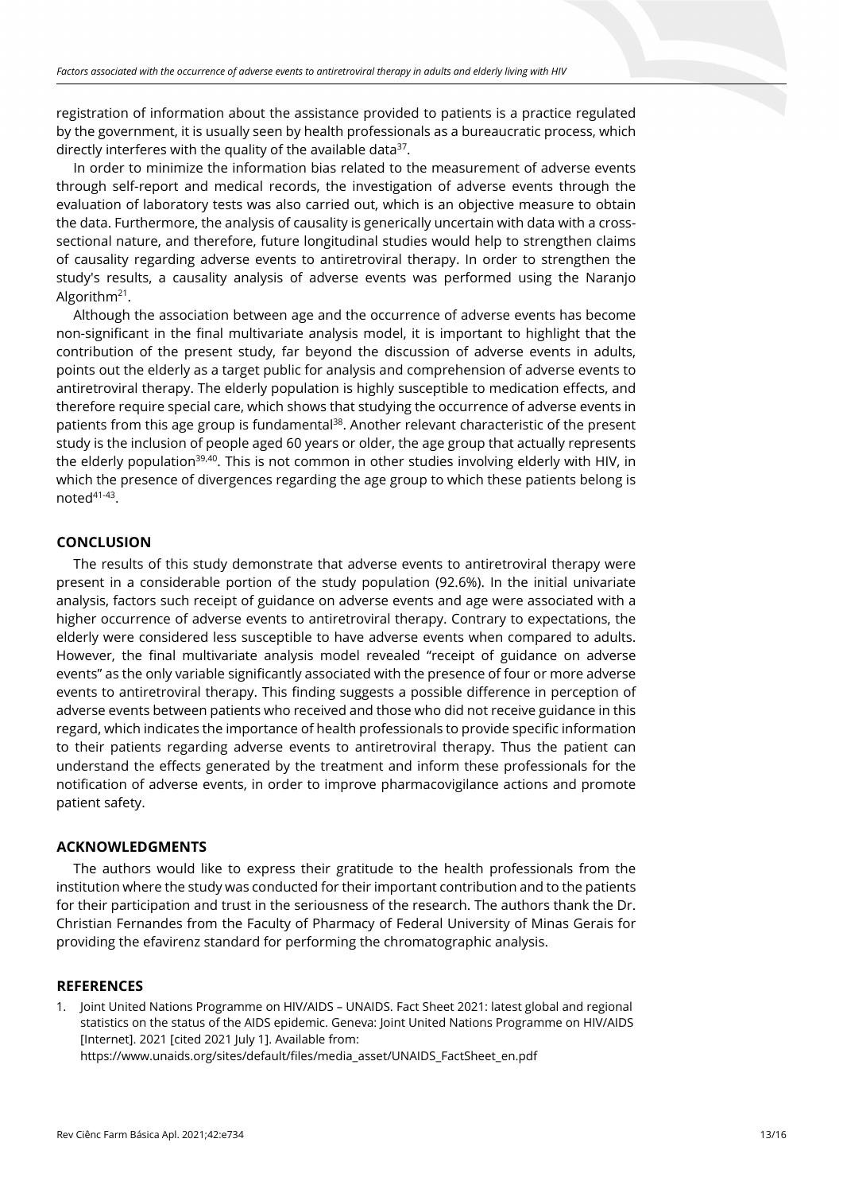registration of information about the assistance provided to patients is a practice regulated by the government, it is usually seen by health professionals as a bureaucratic process, which directly interferes with the quality of the available data[37].

In order to minimize the information bias related to the measurement of adverse events through self-report and medical records, the investigation of adverse events through the evaluation of laboratory tests was also carried out, which is an objective measure to obtain the data. Furthermore, the analysis of causality is generically uncertain with data with a cross-sectional nature, and therefore, future longitudinal studies would help to strengthen claims of causality regarding adverse events to antiretroviral therapy. In order to strengthen the study's results, a causality analysis of adverse events was performed using the Naranjo Algorithm[21].

Although the association between age and the occurrence of adverse events has become non-significant in the final multivariate analysis model, it is important to highlight that the contribution of the present study, far beyond the discussion of adverse events in adults, points out the elderly as a target public for analysis and comprehension of adverse events to antiretroviral therapy. The elderly population is highly susceptible to medication effects, and therefore require special care, which shows that studying the occurrence of adverse events in patients from this age group is fundamental[38]. Another relevant characteristic of the present study is the inclusion of people aged 60 years or older, the age group that actually represents the elderly population[39,40]. This is not common in other studies involving elderly with HIV, in which the presence of divergences regarding the age group to which these patients belong is noted[41-43].

## CONCLUSION

The results of this study demonstrate that adverse events to antiretroviral therapy were present in a considerable portion of the study population (92.6%). In the initial univariate analysis, factors such receipt of guidance on adverse events and age were associated with a higher occurrence of adverse events to antiretroviral therapy. Contrary to expectations, the elderly were considered less susceptible to have adverse events when compared to adults. However, the final multivariate analysis model revealed "receipt of guidance on adverse events" as the only variable significantly associated with the presence of four or more adverse events to antiretroviral therapy. This finding suggests a possible difference in perception of adverse events between patients who received and those who did not receive guidance in this regard, which indicates the importance of health professionals to provide specific information to their patients regarding adverse events to antiretroviral therapy. Thus the patient can understand the effects generated by the treatment and inform these professionals for the notification of adverse events, in order to improve pharmacovigilance actions and promote patient safety.

## ACKNOWLEDGMENTS

The authors would like to express their gratitude to the health professionals from the institution where the study was conducted for their important contribution and to the patients for their participation and trust in the seriousness of the research. The authors thank the Dr. Christian Fernandes from the Faculty of Pharmacy of Federal University of Minas Gerais for providing the efavirenz standard for performing the chromatographic analysis.

## REFERENCES

1. Joint United Nations Programme on HIV/AIDS – UNAIDS. Fact Sheet 2021: latest global and regional statistics on the status of the AIDS epidemic. Geneva: Joint United Nations Programme on HIV/AIDS [Internet]. 2021 [cited 2021 July 1]. Available from: https://www.unaids.org/sites/default/files/media_asset/UNAIDS_FactSheet_en.pdf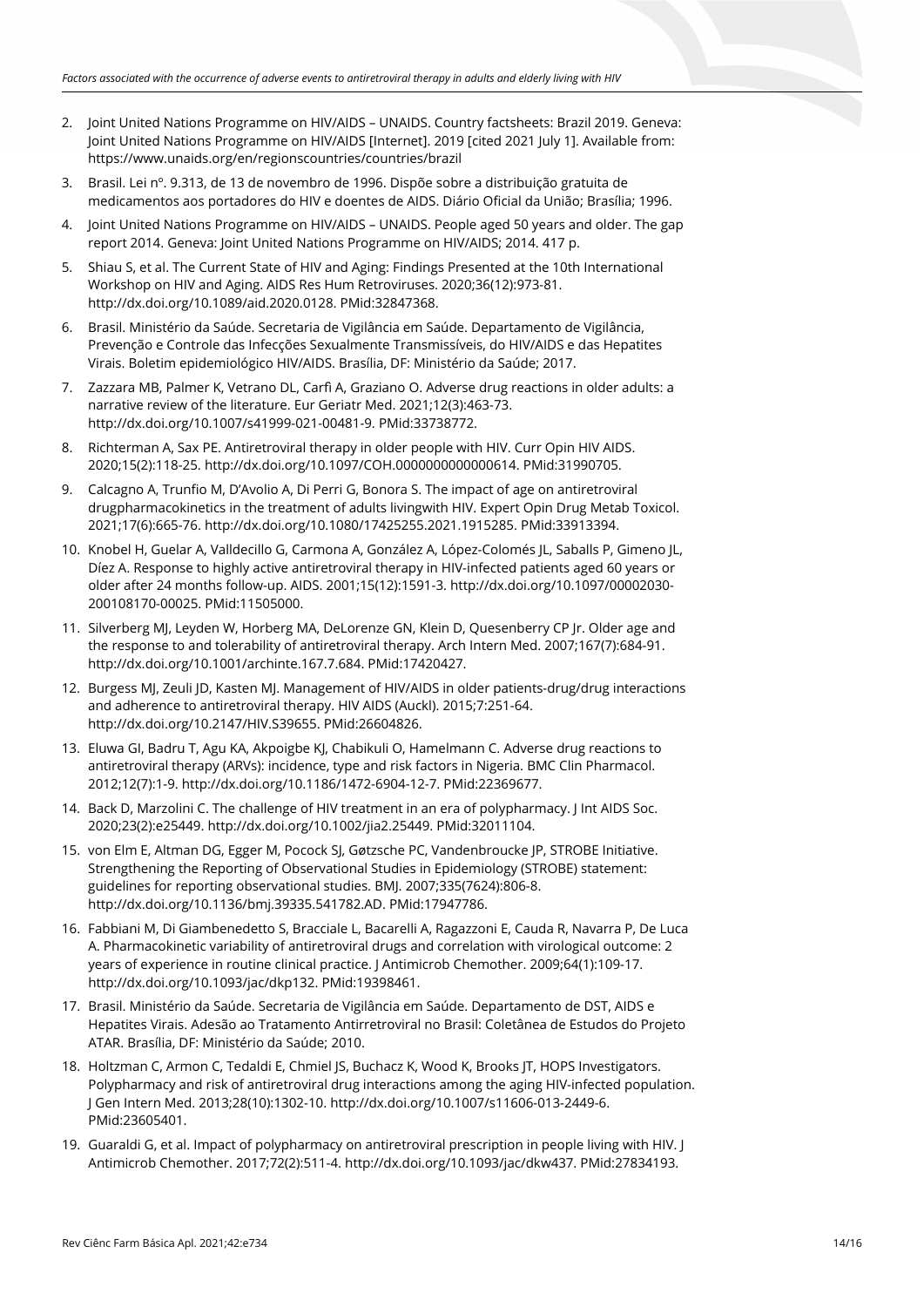2. Joint United Nations Programme on HIV/AIDS – UNAIDS. Country factsheets: Brazil 2019. Geneva: Joint United Nations Programme on HIV/AIDS [Internet]. 2019 [cited 2021 July 1]. Available from: https://www.unaids.org/en/regionscountries/countries/brazil
3. Brasil. Lei nº. 9.313, de 13 de novembro de 1996. Dispõe sobre a distribuição gratuita de medicamentos aos portadores do HIV e doentes de AIDS. Diário Oficial da União; Brasília; 1996.
4. Joint United Nations Programme on HIV/AIDS – UNAIDS. People aged 50 years and older. The gap report 2014. Geneva: Joint United Nations Programme on HIV/AIDS; 2014. 417 p.
5. Shiau S, et al. The Current State of HIV and Aging: Findings Presented at the 10th International Workshop on HIV and Aging. AIDS Res Hum Retroviruses. 2020;36(12):973-81. http://dx.doi.org/10.1089/aid.2020.0128. PMid:32847368.
6. Brasil. Ministério da Saúde. Secretaria de Vigilância em Saúde. Departamento de Vigilância, Prevenção e Controle das Infecções Sexualmente Transmissíveis, do HIV/AIDS e das Hepatites Virais. Boletim epidemiológico HIV/AIDS. Brasília, DF: Ministério da Saúde; 2017.
7. Zazzara MB, Palmer K, Vetrano DL, Carfì A, Graziano O. Adverse drug reactions in older adults: a narrative review of the literature. Eur Geriatr Med. 2021;12(3):463-73. http://dx.doi.org/10.1007/s41999-021-00481-9. PMid:33738772.
8. Richterman A, Sax PE. Antiretroviral therapy in older people with HIV. Curr Opin HIV AIDS. 2020;15(2):118-25. http://dx.doi.org/10.1097/COH.0000000000000614. PMid:31990705.
9. Calcagno A, Trunfio M, D'Avolio A, Di Perri G, Bonora S. The impact of age on antiretroviral drugpharmacokinetics in the treatment of adults livingwith HIV. Expert Opin Drug Metab Toxicol. 2021;17(6):665-76. http://dx.doi.org/10.1080/17425255.2021.1915285. PMid:33913394.
10. Knobel H, Guelar A, Valldecillo G, Carmona A, González A, López-Colomés JL, Saballs P, Gimeno JL, Díez A. Response to highly active antiretroviral therapy in HIV-infected patients aged 60 years or older after 24 months follow-up. AIDS. 2001;15(12):1591-3. http://dx.doi.org/10.1097/00002030-200108170-00025. PMid:11505000.
11. Silverberg MJ, Leyden W, Horberg MA, DeLorenze GN, Klein D, Quesenberry CP Jr. Older age and the response to and tolerability of antiretroviral therapy. Arch Intern Med. 2007;167(7):684-91. http://dx.doi.org/10.1001/archinte.167.7.684. PMid:17420427.
12. Burgess MJ, Zeuli JD, Kasten MJ. Management of HIV/AIDS in older patients-drug/drug interactions and adherence to antiretroviral therapy. HIV AIDS (Auckl). 2015;7:251-64. http://dx.doi.org/10.2147/HIV.S39655. PMid:26604826.
13. Eluwa GI, Badru T, Agu KA, Akpoigbe KJ, Chabikuli O, Hamelmann C. Adverse drug reactions to antiretroviral therapy (ARVs): incidence, type and risk factors in Nigeria. BMC Clin Pharmacol. 2012;12(7):1-9. http://dx.doi.org/10.1186/1472-6904-12-7. PMid:22369677.
14. Back D, Marzolini C. The challenge of HIV treatment in an era of polypharmacy. J Int AIDS Soc. 2020;23(2):e25449. http://dx.doi.org/10.1002/jia2.25449. PMid:32011104.
15. von Elm E, Altman DG, Egger M, Pocock SJ, Gøtzsche PC, Vandenbroucke JP, STROBE Initiative. Strengthening the Reporting of Observational Studies in Epidemiology (STROBE) statement: guidelines for reporting observational studies. BMJ. 2007;335(7624):806-8. http://dx.doi.org/10.1136/bmj.39335.541782.AD. PMid:17947786.
16. Fabbiani M, Di Giambenedetto S, Bracciale L, Bacarelli A, Ragazzoni E, Cauda R, Navarra P, De Luca A. Pharmacokinetic variability of antiretroviral drugs and correlation with virological outcome: 2 years of experience in routine clinical practice. J Antimicrob Chemother. 2009;64(1):109-17. http://dx.doi.org/10.1093/jac/dkp132. PMid:19398461.
17. Brasil. Ministério da Saúde. Secretaria de Vigilância em Saúde. Departamento de DST, AIDS e Hepatites Virais. Adesão ao Tratamento Antirretroviral no Brasil: Coletânea de Estudos do Projeto ATAR. Brasília, DF: Ministério da Saúde; 2010.
18. Holtzman C, Armon C, Tedaldi E, Chmiel JS, Buchacz K, Wood K, Brooks JT, HOPS Investigators. Polypharmacy and risk of antiretroviral drug interactions among the aging HIV-infected population. J Gen Intern Med. 2013;28(10):1302-10. http://dx.doi.org/10.1007/s11606-013-2449-6. PMid:23605401.
19. Guaraldi G, et al. Impact of polypharmacy on antiretroviral prescription in people living with HIV. J Antimicrob Chemother. 2017;72(2):511-4. http://dx.doi.org/10.1093/jac/dkw437. PMid:27834193.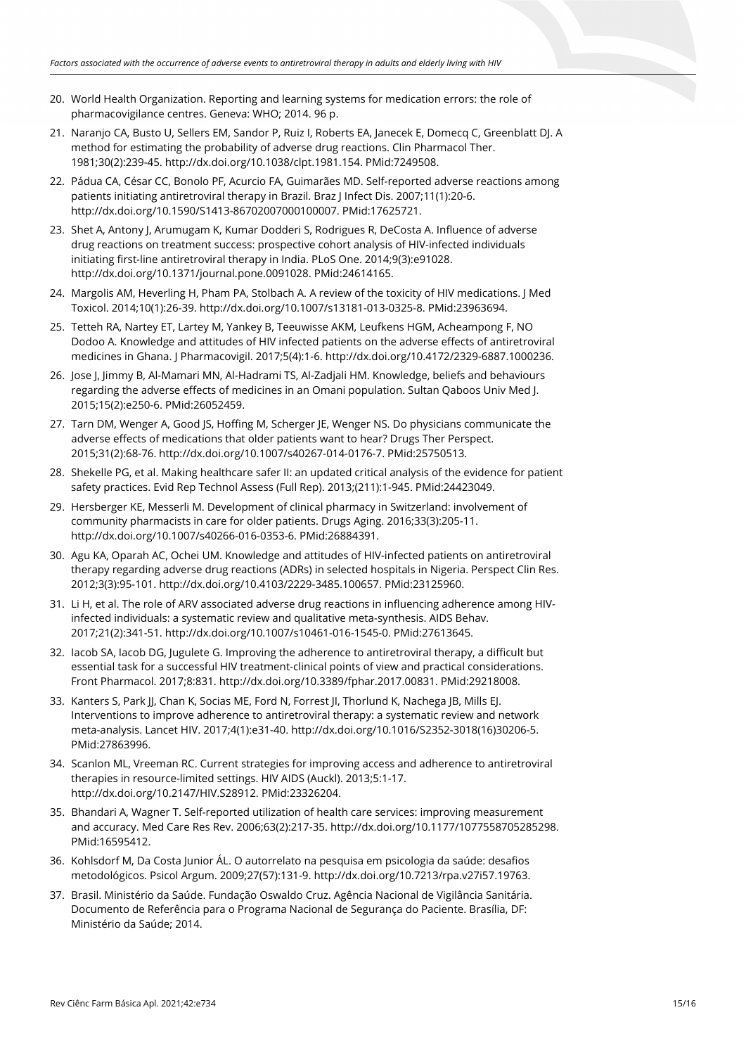20. World Health Organization. Reporting and learning systems for medication errors: the role of pharmacovigilance centres. Geneva: WHO; 2014. 96 p.
21. Naranjo CA, Busto U, Sellers EM, Sandor P, Ruiz I, Roberts EA, Janecek E, Domecq C, Greenblatt DJ. A method for estimating the probability of adverse drug reactions. Clin Pharmacol Ther. 1981;30(2):239-45. http://dx.doi.org/10.1038/clpt.1981.154. PMid:7249508.
22. Pádua CA, César CC, Bonolo PF, Acurcio FA, Guimarães MD. Self-reported adverse reactions among patients initiating antiretroviral therapy in Brazil. Braz J Infect Dis. 2007;11(1):20-6. http://dx.doi.org/10.1590/S1413-86702007000100007. PMid:17625721.
23. Shet A, Antony J, Arumugam K, Kumar Dodderi S, Rodrigues R, DeCosta A. Influence of adverse drug reactions on treatment success: prospective cohort analysis of HIV-infected individuals initiating first-line antiretroviral therapy in India. PLoS One. 2014;9(3):e91028. http://dx.doi.org/10.1371/journal.pone.0091028. PMid:24614165.
24. Margolis AM, Heverling H, Pham PA, Stolbach A. A review of the toxicity of HIV medications. J Med Toxicol. 2014;10(1):26-39. http://dx.doi.org/10.1007/s13181-013-0325-8. PMid:23963694.
25. Tetteh RA, Nartey ET, Lartey M, Yankey B, Teeuwisse AKM, Leufkens HGM, Acheampong F, NO Dodoo A. Knowledge and attitudes of HIV infected patients on the adverse effects of antiretroviral medicines in Ghana. J Pharmacovigil. 2017;5(4):1-6. http://dx.doi.org/10.4172/2329-6887.1000236.
26. Jose J, Jimmy B, Al-Mamari MN, Al-Hadrami TS, Al-Zadjali HM. Knowledge, beliefs and behaviours regarding the adverse effects of medicines in an Omani population. Sultan Qaboos Univ Med J. 2015;15(2):e250-6. PMid:26052459.
27. Tarn DM, Wenger A, Good JS, Hoffing M, Scherger JE, Wenger NS. Do physicians communicate the adverse effects of medications that older patients want to hear? Drugs Ther Perspect. 2015;31(2):68-76. http://dx.doi.org/10.1007/s40267-014-0176-7. PMid:25750513.
28. Shekelle PG, et al. Making healthcare safer II: an updated critical analysis of the evidence for patient safety practices. Evid Rep Technol Assess (Full Rep). 2013;(211):1-945. PMid:24423049.
29. Hersberger KE, Messerli M. Development of clinical pharmacy in Switzerland: involvement of community pharmacists in care for older patients. Drugs Aging. 2016;33(3):205-11. http://dx.doi.org/10.1007/s40266-016-0353-6. PMid:26884391.
30. Agu KA, Oparah AC, Ochei UM. Knowledge and attitudes of HIV-infected patients on antiretroviral therapy regarding adverse drug reactions (ADRs) in selected hospitals in Nigeria. Perspect Clin Res. 2012;3(3):95-101. http://dx.doi.org/10.4103/2229-3485.100657. PMid:23125960.
31. Li H, et al. The role of ARV associated adverse drug reactions in influencing adherence among HIV-infected individuals: a systematic review and qualitative meta-synthesis. AIDS Behav. 2017;21(2):341-51. http://dx.doi.org/10.1007/s10461-016-1545-0. PMid:27613645.
32. Iacob SA, Iacob DG, Jugulete G. Improving the adherence to antiretroviral therapy, a difficult but essential task for a successful HIV treatment-clinical points of view and practical considerations. Front Pharmacol. 2017;8:831. http://dx.doi.org/10.3389/fphar.2017.00831. PMid:29218008.
33. Kanters S, Park JJ, Chan K, Socias ME, Ford N, Forrest JI, Thorlund K, Nachega JB, Mills EJ. Interventions to improve adherence to antiretroviral therapy: a systematic review and network meta-analysis. Lancet HIV. 2017;4(1):e31-40. http://dx.doi.org/10.1016/S2352-3018(16)30206-5. PMid:27863996.
34. Scanlon ML, Vreeman RC. Current strategies for improving access and adherence to antiretroviral therapies in resource-limited settings. HIV AIDS (Auckl). 2013;5:1-17. http://dx.doi.org/10.2147/HIV.S28912. PMid:23326204.
35. Bhandari A, Wagner T. Self-reported utilization of health care services: improving measurement and accuracy. Med Care Res Rev. 2006;63(2):217-35. http://dx.doi.org/10.1177/1077558705285298. PMid:16595412.
36. Kohlsdorf M, Da Costa Junior ÁL. O autorrelato na pesquisa em psicologia da saúde: desafios metodológicos. Psicol Argum. 2009;27(57):131-9. http://dx.doi.org/10.7213/rpa.v27i57.19763.
37. Brasil. Ministério da Saúde. Fundação Oswaldo Cruz. Agência Nacional de Vigilância Sanitária. Documento de Referência para o Programa Nacional de Segurança do Paciente. Brasília, DF: Ministério da Saúde; 2014.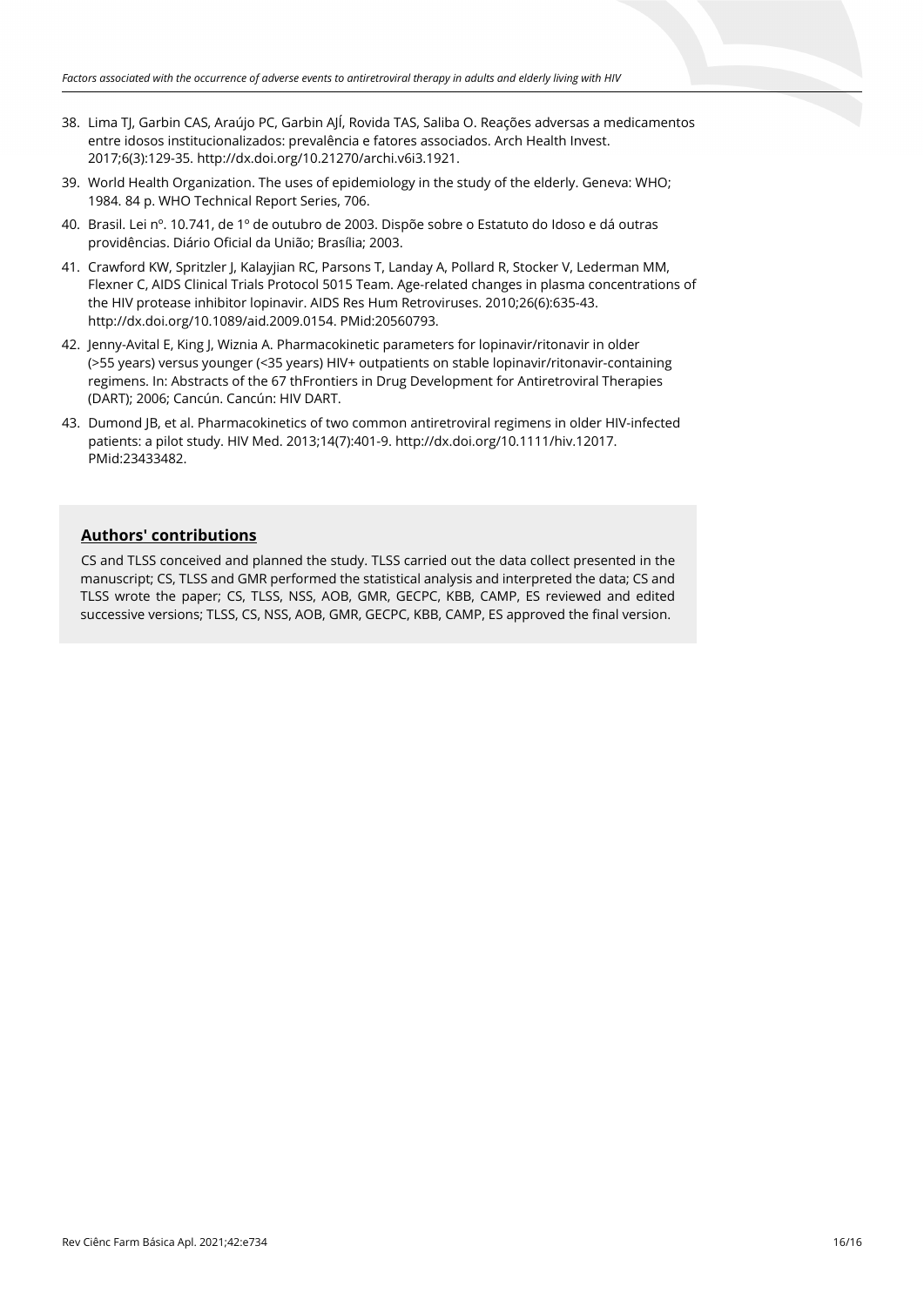38. Lima TJ, Garbin CAS, Araújo PC, Garbin AJÍ, Rovida TAS, Saliba O. Reações adversas a medicamentos entre idosos institucionalizados: prevalência e fatores associados. Arch Health Invest. 2017;6(3):129-35. http://dx.doi.org/10.21270/archi.v6i3.1921.
39. World Health Organization. The uses of epidemiology in the study of the elderly. Geneva: WHO; 1984. 84 p. WHO Technical Report Series, 706.
40. Brasil. Lei nº. 10.741, de 1º de outubro de 2003. Dispõe sobre o Estatuto do Idoso e dá outras providências. Diário Oficial da União; Brasília; 2003.
41. Crawford KW, Spritzler J, Kalayjian RC, Parsons T, Landay A, Pollard R, Stocker V, Lederman MM, Flexner C, AIDS Clinical Trials Protocol 5015 Team. Age-related changes in plasma concentrations of the HIV protease inhibitor lopinavir. AIDS Res Hum Retroviruses. 2010;26(6):635-43. http://dx.doi.org/10.1089/aid.2009.0154. PMid:20560793.
42. Jenny-Avital E, King J, Wiznia A. Pharmacokinetic parameters for lopinavir/ritonavir in older (>55 years) versus younger (<35 years) HIV+ outpatients on stable lopinavir/ritonavir-containing regimens. In: Abstracts of the 67 thFrontiers in Drug Development for Antiretroviral Therapies (DART); 2006; Cancún. Cancún: HIV DART.
43. Dumond JB, et al. Pharmacokinetics of two common antiretroviral regimens in older HIV-infected patients: a pilot study. HIV Med. 2013;14(7):401-9. http://dx.doi.org/10.1111/hiv.12017. PMid:23433482.

## Authors' contributions

CS and TLSS conceived and planned the study. TLSS carried out the data collect presented in the manuscript; CS, TLSS and GMR performed the statistical analysis and interpreted the data; CS and TLSS wrote the paper; CS, TLSS, NSS, AOB, GMR, GECPC, KBB, CAMP, ES reviewed and edited successive versions; TLSS, CS, NSS, AOB, GMR, GECPC, KBB, CAMP, ES approved the final version.